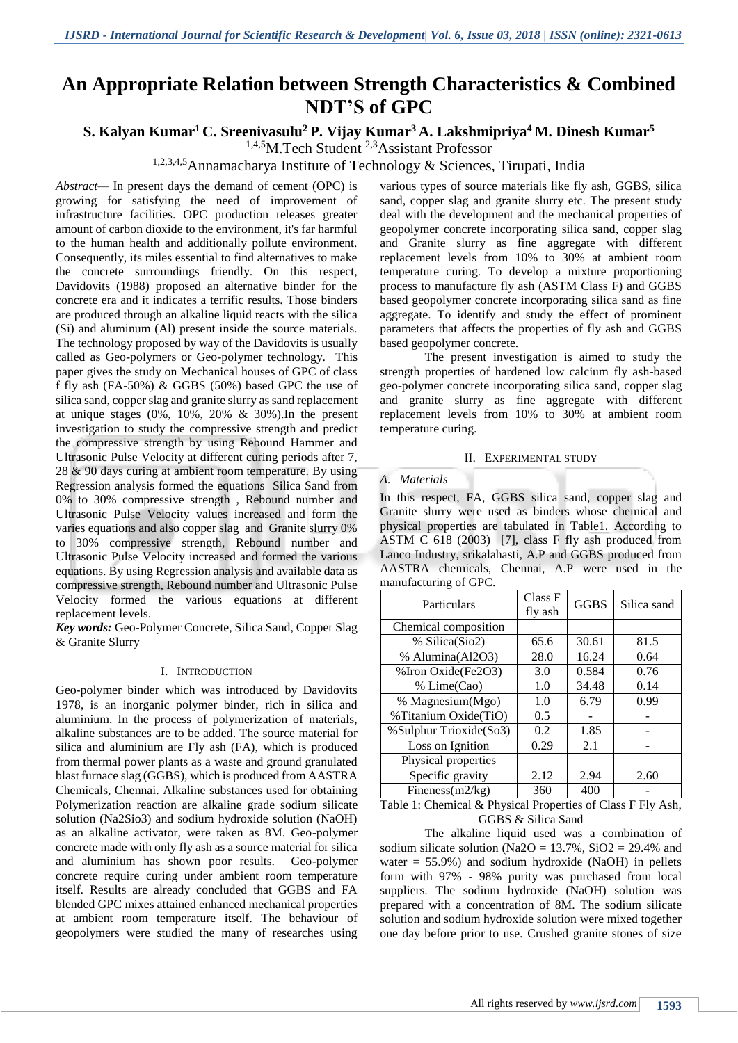# An Appropriate Relation between Strength Characteristics & Combined NDT'S of GPC

**S. Kalyan Kumar[1] C. Sreenivasulu[2] P. Vijay Kumar[3] A. Lakshmipriya[4] M. Dinesh Kumar[5]**

[1,4,5]M.Tech Student [2,3]Assistant Professor

[1,2,3,4,5]Annamacharya Institute of Technology & Sciences, Tirupati, India

*Abstract*— In present days the demand of cement (OPC) is growing for satisfying the need of improvement of infrastructure facilities. OPC production releases greater amount of carbon dioxide to the environment, it's far harmful to the human health and additionally pollute environment. Consequently, its miles essential to find alternatives to make the concrete surroundings friendly. On this respect, Davidovits (1988) proposed an alternative binder for the concrete era and it indicates a terrific results. Those binders are produced through an alkaline liquid reacts with the silica (Si) and aluminum (Al) present inside the source materials. The technology proposed by way of the Davidovits is usually called as Geo-polymers or Geo-polymer technology. This paper gives the study on Mechanical houses of GPC of class f fly ash (FA-50%) & GGBS (50%) based GPC the use of silica sand, copper slag and granite slurry as sand replacement at unique stages (0%, 10%, 20% & 30%).In the present investigation to study the compressive strength and predict the compressive strength by using Rebound Hammer and Ultrasonic Pulse Velocity at different curing periods after 7, 28 & 90 days curing at ambient room temperature. By using Regression analysis formed the equations Silica Sand from 0% to 30% compressive strength , Rebound number and Ultrasonic Pulse Velocity values increased and form the varies equations and also copper slag and Granite slurry 0% to 30% compressive strength, Rebound number and Ultrasonic Pulse Velocity increased and formed the various equations. By using Regression analysis and available data as compressive strength, Rebound number and Ultrasonic Pulse Velocity formed the various equations at different replacement levels.

***Key words:*** Geo-Polymer Concrete, Silica Sand, Copper Slag & Granite Slurry

## I. Introduction

Geo-polymer binder which was introduced by Davidovits 1978, is an inorganic polymer binder, rich in silica and aluminium. In the process of polymerization of materials, alkaline substances are to be added. The source material for silica and aluminium are Fly ash (FA), which is produced from thermal power plants as a waste and ground granulated blast furnace slag (GGBS), which is produced from AASTRA Chemicals, Chennai. Alkaline substances used for obtaining Polymerization reaction are alkaline grade sodium silicate solution ($Na_2SiO_3$) and sodium hydroxide solution (NaOH) as an alkaline activator, were taken as 8M. Geo-polymer concrete made with only fly ash as a source material for silica and aluminium has shown poor results. Geo-polymer concrete require curing under ambient room temperature itself. Results are already concluded that GGBS and FA blended GPC mixes attained enhanced mechanical properties at ambient room temperature itself. The behaviour of geopolymers were studied the many of researches using various types of source materials like fly ash, GGBS, silica sand, copper slag and granite slurry etc. The present study deal with the development and the mechanical properties of geopolymer concrete incorporating silica sand, copper slag and Granite slurry as fine aggregate with different replacement levels from 10% to 30% at ambient room temperature curing. To develop a mixture proportioning process to manufacture fly ash (ASTM Class F) and GGBS based geopolymer concrete incorporating silica sand as fine aggregate. To identify and study the effect of prominent parameters that affects the properties of fly ash and GGBS based geopolymer concrete.

The present investigation is aimed to study the strength properties of hardened low calcium fly ash-based geo-polymer concrete incorporating silica sand, copper slag and granite slurry as fine aggregate with different replacement levels from 10% to 30% at ambient room temperature curing.

## II. Experimental Study

### *A. Materials*

In this respect, FA, GGBS silica sand, copper slag and Granite slurry were used as binders whose chemical and physical properties are tabulated in Table1. According to ASTM C 618 (2003) [7], class F fly ash produced from Lanco Industry, srikalahasti, A.P and GGBS produced from AASTRA chemicals, Chennai, A.P were used in the manufacturing of GPC.

| Particulars | Class F fly ash | GGBS | Silica sand |
|---|---|---|---|
| Chemical composition | | | |
| % Silica($SiO_2$) | 65.6 | 30.61 | 81.5 |
| % Alumina($Al_2O_3$) | 28.0 | 16.24 | 0.64 |
| %Iron Oxide($Fe_2O_3$) | 3.0 | 0.584 | 0.76 |
| % Lime(Cao) | 1.0 | 34.48 | 0.14 |
| % Magnesium(Mgo) | 1.0 | 6.79 | 0.99 |
| %Titanium Oxide(TiO) | 0.5 | - | - |
| %Sulphur Trioxide($SO_3$) | 0.2 | 1.85 | - |
| Loss on Ignition | 0.29 | 2.1 | - |
| Physical properties | | | |
| Specific gravity | 2.12 | 2.94 | 2.60 |
| Fineness(m2/kg) | 360 | 400 | - |

Table 1: Chemical & Physical Properties of Class F Fly Ash, GGBS & Silica Sand

The alkaline liquid used was a combination of sodium silicate solution ($Na_2O$ = 13.7%, $SiO_2$ = 29.4% and water = 55.9%) and sodium hydroxide (NaOH) in pellets form with 97% - 98% purity was purchased from local suppliers. The sodium hydroxide (NaOH) solution was prepared with a concentration of 8M. The sodium silicate solution and sodium hydroxide solution were mixed together one day before prior to use. Crushed granite stones of size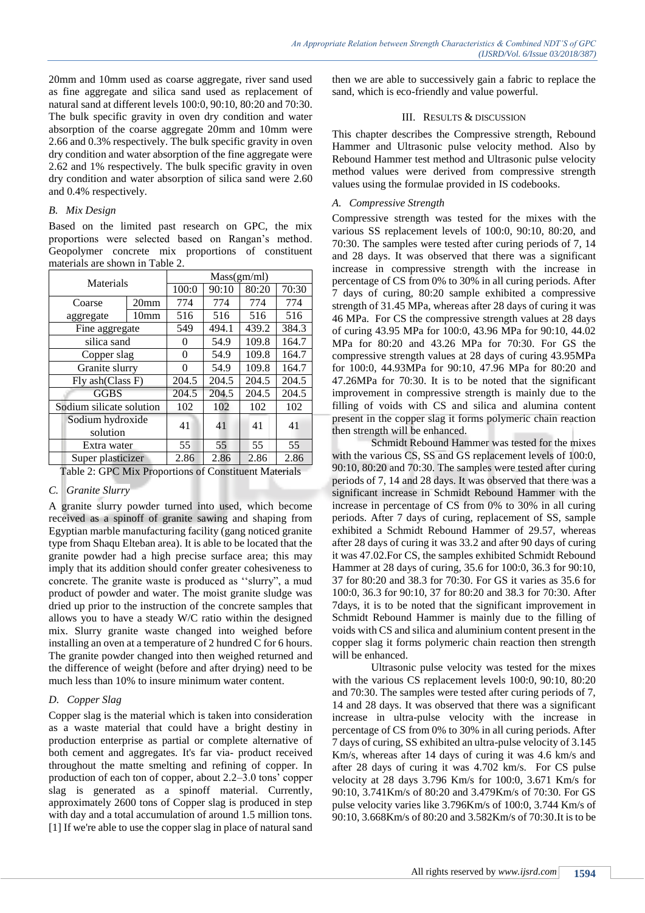20mm and 10mm used as coarse aggregate, river sand used as fine aggregate and silica sand used as replacement of natural sand at different levels 100:0, 90:10, 80:20 and 70:30. The bulk specific gravity in oven dry condition and water absorption of the coarse aggregate 20mm and 10mm were 2.66 and 0.3% respectively. The bulk specific gravity in oven dry condition and water absorption of the fine aggregate were 2.62 and 1% respectively. The bulk specific gravity in oven dry condition and water absorption of silica sand were 2.60 and 0.4% respectively.

### *B. Mix Design*

Based on the limited past research on GPC, the mix proportions were selected based on Rangan's method. Geopolymer concrete mix proportions of constituent materials are shown in Table 2.

| Materials | | Mass(gm/ml) | | | |
|---|---|---|---|---|---|
| | | 100:0 | 90:10 | 80:20 | 70:30 |
| Coarse aggregate | 20mm | 774 | 774 | 774 | 774 |
| | 10mm | 516 | 516 | 516 | 516 |
| Fine aggregate | | 549 | 494.1 | 439.2 | 384.3 |
| silica sand | | 0 | 54.9 | 109.8 | 164.7 |
| Copper slag | | 0 | 54.9 | 109.8 | 164.7 |
| Granite slurry | | 0 | 54.9 | 109.8 | 164.7 |
| Fly ash(Class F) | | 204.5 | 204.5 | 204.5 | 204.5 |
| GGBS | | 204.5 | 204.5 | 204.5 | 204.5 |
| Sodium silicate solution | | 102 | 102 | 102 | 102 |
| Sodium hydroxide solution | | 41 | 41 | 41 | 41 |
| Extra water | | 55 | 55 | 55 | 55 |
| Super plasticizer | | 2.86 | 2.86 | 2.86 | 2.86 |

Table 2: GPC Mix Proportions of Constituent Materials

### *C. Granite Slurry*

A granite slurry powder turned into used, which become received as a spinoff of granite sawing and shaping from Egyptian marble manufacturing facility (gang noticed granite type from Shaqu Elteban area). It is able to be located that the granite powder had a high precise surface area; this may imply that its addition should confer greater cohesiveness to concrete. The granite waste is produced as ''slurry", a mud product of powder and water. The moist granite sludge was dried up prior to the instruction of the concrete samples that allows you to have a steady W/C ratio within the designed mix. Slurry granite waste changed into weighed before installing an oven at a temperature of 2 hundred C for 6 hours. The granite powder changed into then weighed returned and the difference of weight (before and after drying) need to be much less than 10% to insure minimum water content.

### *D. Copper Slag*

Copper slag is the material which is taken into consideration as a waste material that could have a bright destiny in production enterprise as partial or complete alternative of both cement and aggregates. It's far via- product received throughout the matte smelting and refining of copper. In production of each ton of copper, about 2.2–3.0 tons' copper slag is generated as a spinoff material. Currently, approximately 2600 tons of Copper slag is produced in step with day and a total accumulation of around 1.5 million tons. [1] If we're able to use the copper slag in place of natural sand then we are able to successively gain a fabric to replace the sand, which is eco-friendly and value powerful.

## III. RESULTS & DISCUSSION

This chapter describes the Compressive strength, Rebound Hammer and Ultrasonic pulse velocity method. Also by Rebound Hammer test method and Ultrasonic pulse velocity method values were derived from compressive strength values using the formulae provided in IS codebooks.

### *A. Compressive Strength*

Compressive strength was tested for the mixes with the various SS replacement levels of 100:0, 90:10, 80:20, and 70:30. The samples were tested after curing periods of 7, 14 and 28 days. It was observed that there was a significant increase in compressive strength with the increase in percentage of CS from 0% to 30% in all curing periods. After 7 days of curing, 80:20 sample exhibited a compressive strength of 31.45 MPa, whereas after 28 days of curing it was 46 MPa. For CS the compressive strength values at 28 days of curing 43.95 MPa for 100:0, 43.96 MPa for 90:10, 44.02 MPa for 80:20 and 43.26 MPa for 70:30. For GS the compressive strength values at 28 days of curing 43.95MPa for 100:0, 44.93MPa for 90:10, 47.96 MPa for 80:20 and 47.26MPa for 70:30. It is to be noted that the significant improvement in compressive strength is mainly due to the filling of voids with CS and silica and alumina content present in the copper slag it forms polymeric chain reaction then strength will be enhanced.

Schmidt Rebound Hammer was tested for the mixes with the various CS, SS and GS replacement levels of 100:0, 90:10, 80:20 and 70:30. The samples were tested after curing periods of 7, 14 and 28 days. It was observed that there was a significant increase in Schmidt Rebound Hammer with the increase in percentage of CS from 0% to 30% in all curing periods. After 7 days of curing, replacement of SS, sample exhibited a Schmidt Rebound Hammer of 29.57, whereas after 28 days of curing it was 33.2 and after 90 days of curing it was 47.02.For CS, the samples exhibited Schmidt Rebound Hammer at 28 days of curing, 35.6 for 100:0, 36.3 for 90:10, 37 for 80:20 and 38.3 for 70:30. For GS it varies as 35.6 for 100:0, 36.3 for 90:10, 37 for 80:20 and 38.3 for 70:30. After 7days, it is to be noted that the significant improvement in Schmidt Rebound Hammer is mainly due to the filling of voids with CS and silica and aluminium content present in the copper slag it forms polymeric chain reaction then strength will be enhanced.

Ultrasonic pulse velocity was tested for the mixes with the various CS replacement levels 100:0, 90:10, 80:20 and 70:30. The samples were tested after curing periods of 7, 14 and 28 days. It was observed that there was a significant increase in ultra-pulse velocity with the increase in percentage of CS from 0% to 30% in all curing periods. After 7 days of curing, SS exhibited an ultra-pulse velocity of 3.145 Km/s, whereas after 14 days of curing it was 4.6 km/s and after 28 days of curing it was 4.702 km/s. For CS pulse velocity at 28 days 3.796 Km/s for 100:0, 3.671 Km/s for 90:10, 3.741Km/s of 80:20 and 3.479Km/s of 70:30. For GS pulse velocity varies like 3.796Km/s of 100:0, 3.744 Km/s of 90:10, 3.668Km/s of 80:20 and 3.582Km/s of 70:30.It is to be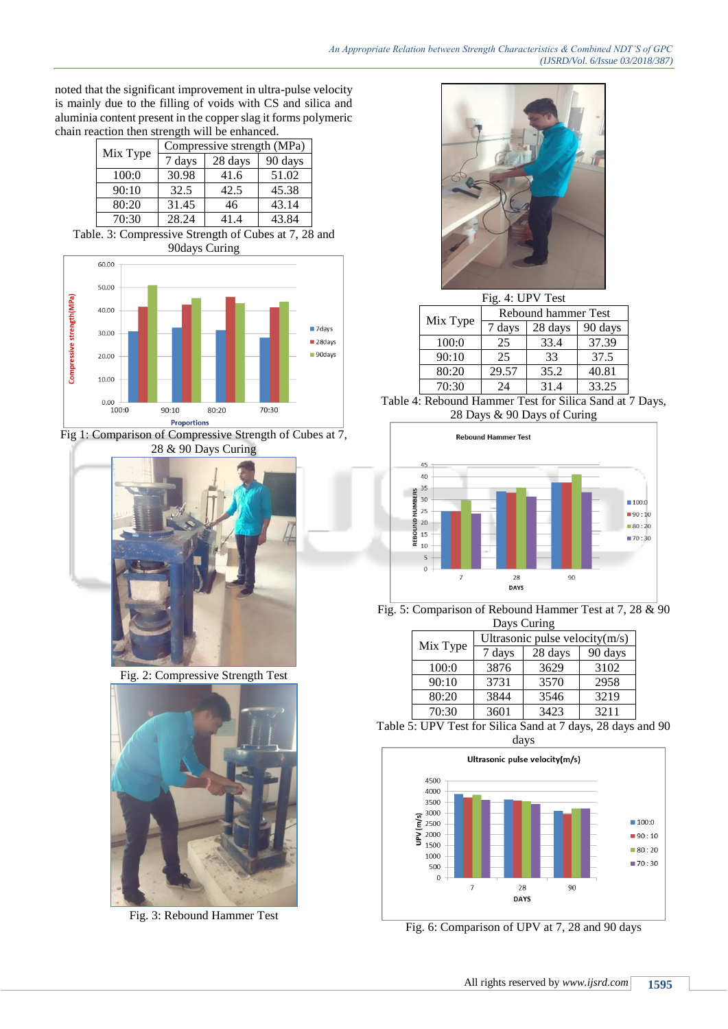noted that the significant improvement in ultra-pulse velocity is mainly due to the filling of voids with CS and silica and aluminia content present in the copper slag it forms polymeric chain reaction then strength will be enhanced.

| Mix Type | Compressive strength (MPa) | | |
|---|---|---|---|
| | 7 days | 28 days | 90 days |
| 100:0 | 30.98 | 41.6 | 51.02 |
| 90:10 | 32.5 | 42.5 | 45.38 |
| 80:20 | 31.45 | 46 | 43.14 |
| 70:30 | 28.24 | 41.4 | 43.84 |

Table. 3: Compressive Strength of Cubes at 7, 28 and 90days Curing

Fig 1: Comparison of Compressive Strength of Cubes at 7, 28 & 90 Days Curing

Fig. 2: Compressive Strength Test

Fig. 3: Rebound Hammer Test

Fig. 4: UPV Test

| Mix Type | Rebound hammer Test | | |
|---|---|---|---|
| | 7 days | 28 days | 90 days |
| 100:0 | 25 | 33.4 | 37.39 |
| 90:10 | 25 | 33 | 37.5 |
| 80:20 | 29.57 | 35.2 | 40.81 |
| 70:30 | 24 | 31.4 | 33.25 |

Table 4: Rebound Hammer Test for Silica Sand at 7 Days, 28 Days & 90 Days of Curing

Fig. 5: Comparison of Rebound Hammer Test at 7, 28 & 90 Days Curing

| Mix Type | Ultrasonic pulse velocity(m/s) | | |
|---|---|---|---|
| | 7 days | 28 days | 90 days |
| 100:0 | 3876 | 3629 | 3102 |
| 90:10 | 3731 | 3570 | 2958 |
| 80:20 | 3844 | 3546 | 3219 |
| 70:30 | 3601 | 3423 | 3211 |

Table 5: UPV Test for Silica Sand at 7 days, 28 days and 90 days

Fig. 6: Comparison of UPV at 7, 28 and 90 days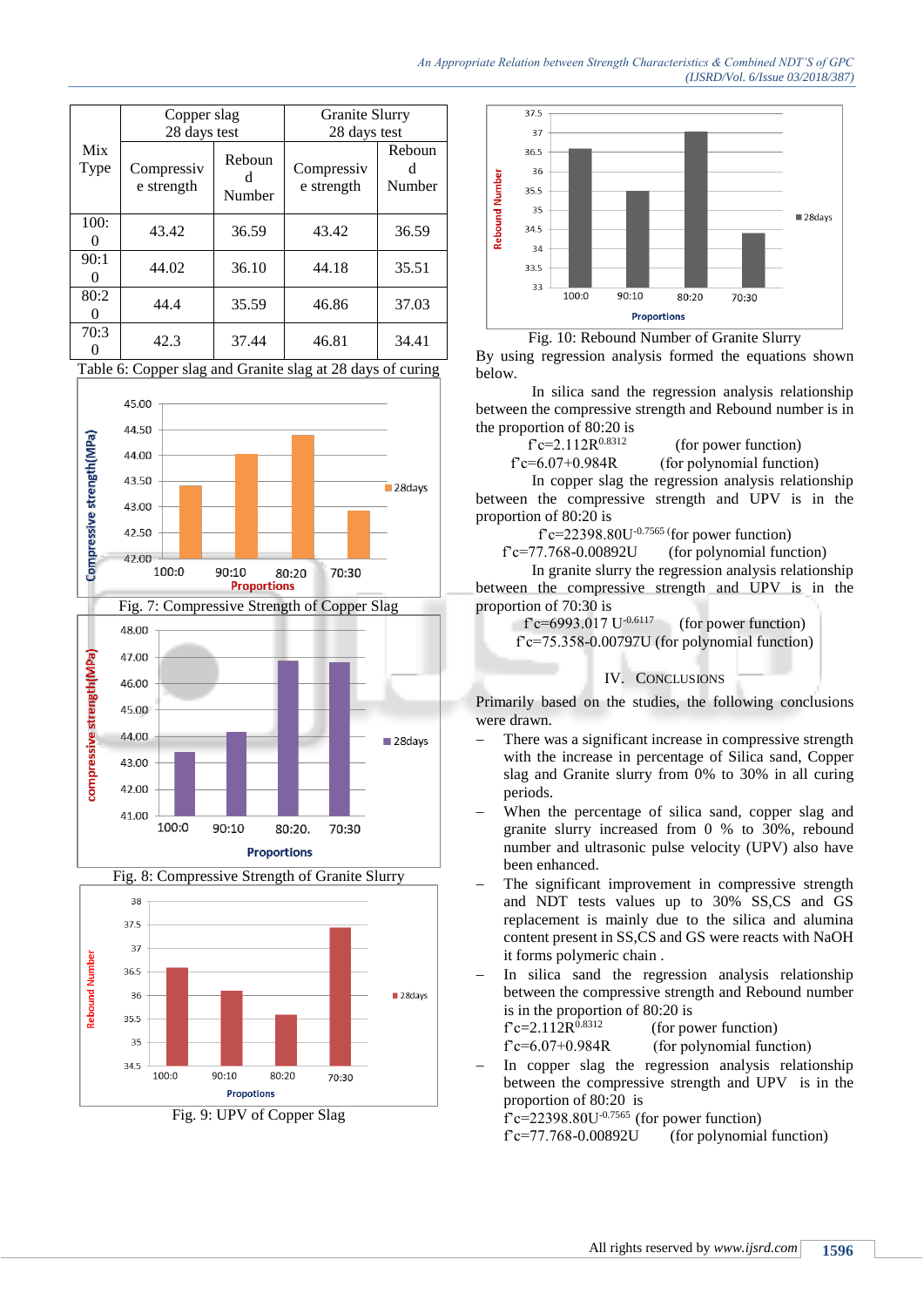| Mix Type | Copper slag 28 days test | | Granite Slurry 28 days test | |
|---|---|---|---|---|
| | Compressive strength | Rebound Number | Compressive strength | Rebound Number |
| 100:0 | 43.42 | 36.59 | 43.42 | 36.59 |
| 90:10 | 44.02 | 36.10 | 44.18 | 35.51 |
| 80:20 | 44.4 | 35.59 | 46.86 | 37.03 |
| 70:30 | 42.3 | 37.44 | 46.81 | 34.41 |

Table 6: Copper slag and Granite slag at 28 days of curing

Fig. 7: Compressive Strength of Copper Slag

Fig. 8: Compressive Strength of Granite Slurry

Fig. 9: UPV of Copper Slag

Fig. 10: Rebound Number of Granite Slurry

By using regression analysis formed the equations shown below.

In silica sand the regression analysis relationship between the compressive strength and Rebound number is in the proportion of 80:20 is

$f'c=2.112R^{0.8312}$ (for power function)

$f'c=6.07+0.984R$ (for polynomial function)

In copper slag the regression analysis relationship between the compressive strength and UPV is in the proportion of 80:20 is

$f'c=22398.80U^{-0.7565}$ (for power function)

$f'c=77.768-0.00892U$ (for polynomial function)

In granite slurry the regression analysis relationship between the compressive strength and UPV is in the proportion of 70:30 is

$f'c=6993.017\ U^{-0.6117}$ (for power function)

$f'c=75.358-0.00797U$ (for polynomial function)

## IV. CONCLUSIONS

Primarily based on the studies, the following conclusions were drawn.

- There was a significant increase in compressive strength with the increase in percentage of Silica sand, Copper slag and Granite slurry from 0% to 30% in all curing periods.
- When the percentage of silica sand, copper slag and granite slurry increased from 0 % to 30%, rebound number and ultrasonic pulse velocity (UPV) also have been enhanced.
- The significant improvement in compressive strength and NDT tests values up to 30% SS,CS and GS replacement is mainly due to the silica and alumina content present in SS,CS and GS were reacts with NaOH it forms polymeric chain .
- In silica sand the regression analysis relationship between the compressive strength and Rebound number is in the proportion of 80:20 is
  $f'c=2.112R^{0.8312}$ (for power function)
  $f'c=6.07+0.984R$ (for polynomial function)
- In copper slag the regression analysis relationship between the compressive strength and UPV is in the proportion of 80:20 is
  $f'c=22398.80U^{-0.7565}$ (for power function)
  $f'c=77.768-0.00892U$ (for polynomial function)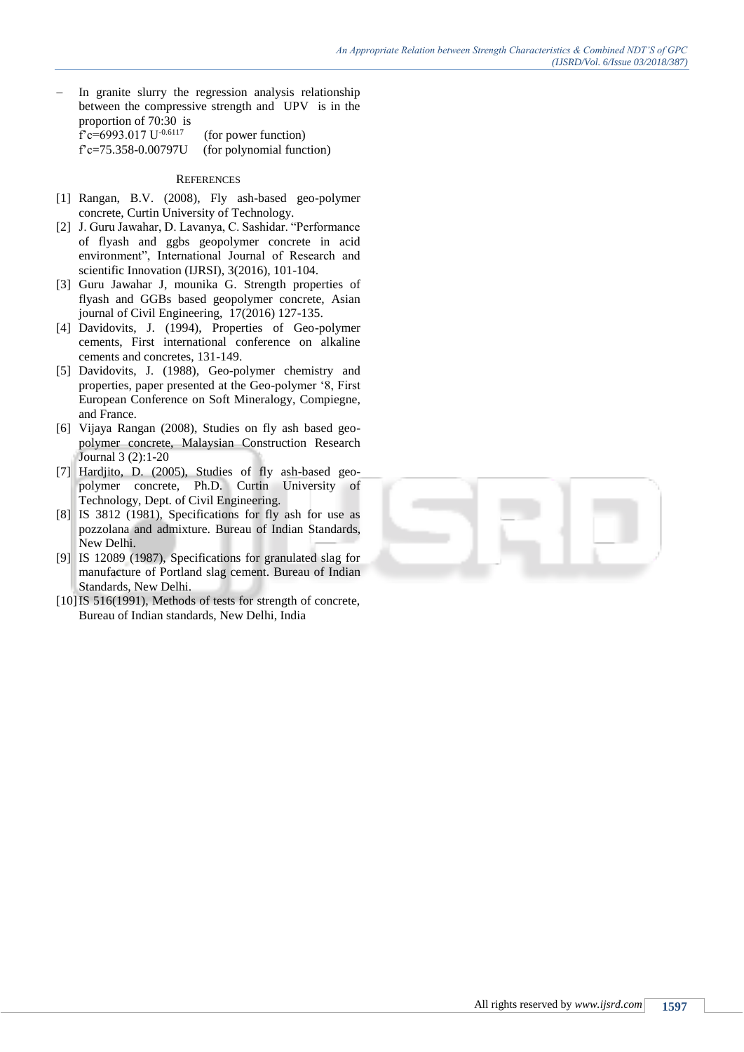- In granite slurry the regression analysis relationship between the compressive strength and UPV is in the proportion of 70:30 is

  $f'c=6993.017\, U^{-0.6117}$ (for power function)

  $f'c=75.358-0.00797U$ (for polynomial function)

## REFERENCES

[1] Rangan, B.V. (2008), Fly ash-based geo-polymer concrete, Curtin University of Technology.

[2] J. Guru Jawahar, D. Lavanya, C. Sashidar. "Performance of flyash and ggbs geopolymer concrete in acid environment", International Journal of Research and scientific Innovation (IJRSI), 3(2016), 101-104.

[3] Guru Jawahar J, mounika G. Strength properties of flyash and GGBs based geopolymer concrete, Asian journal of Civil Engineering, 17(2016) 127-135.

[4] Davidovits, J. (1994), Properties of Geo-polymer cements, First international conference on alkaline cements and concretes, 131-149.

[5] Davidovits, J. (1988), Geo-polymer chemistry and properties, paper presented at the Geo-polymer '8, First European Conference on Soft Mineralogy, Compiegne, and France.

[6] Vijaya Rangan (2008), Studies on fly ash based geo-polymer concrete, Malaysian Construction Research Journal 3 (2):1-20

[7] Hardjito, D. (2005), Studies of fly ash-based geo-polymer concrete, Ph.D. Curtin University of Technology, Dept. of Civil Engineering.

[8] IS 3812 (1981), Specifications for fly ash for use as pozzolana and admixture. Bureau of Indian Standards, New Delhi.

[9] IS 12089 (1987), Specifications for granulated slag for manufacture of Portland slag cement. Bureau of Indian Standards, New Delhi.

[10] IS 516(1991), Methods of tests for strength of concrete, Bureau of Indian standards, New Delhi, India